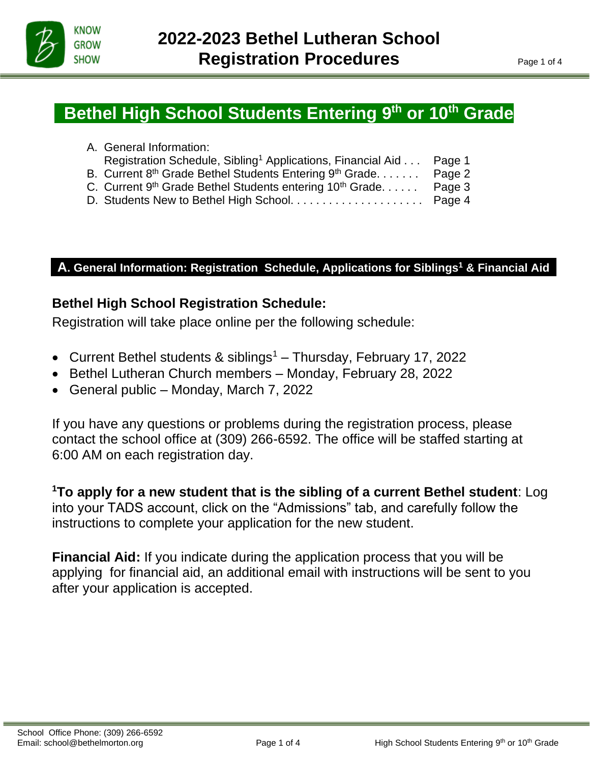# 2022-2023 Bethel Lutheran School Registration Procedures

## Bethel High School Students Entering 9th or 10th Grade

A. General Information:
   Registration Schedule, Sibling[1] Applications, Financial Aid . . . Page 1
B. Current 8th Grade Bethel Students Entering 9th Grade. . . . . . . Page 2
C. Current 9th Grade Bethel Students entering 10th Grade. . . . . . Page 3
D. Students New to Bethel High School. . . . . . . . . . . . . . . . . . . . . Page 4

## A. General Information: Registration Schedule, Applications for Siblings[1] & Financial Aid

### Bethel High School Registration Schedule:

Registration will take place online per the following schedule:

- Current Bethel students & siblings[1] – Thursday, February 17, 2022
- Bethel Lutheran Church members – Monday, February 28, 2022
- General public – Monday, March 7, 2022

If you have any questions or problems during the registration process, please contact the school office at (309) 266-6592. The office will be staffed starting at 6:00 AM on each registration day.

**[1]To apply for a new student that is the sibling of a current Bethel student**: Log into your TADS account, click on the "Admissions" tab, and carefully follow the instructions to complete your application for the new student.

**Financial Aid:** If you indicate during the application process that you will be applying for financial aid, an additional email with instructions will be sent to you after your application is accepted.

School Office Phone: (309) 266-6592
Email: school@bethelmorton.org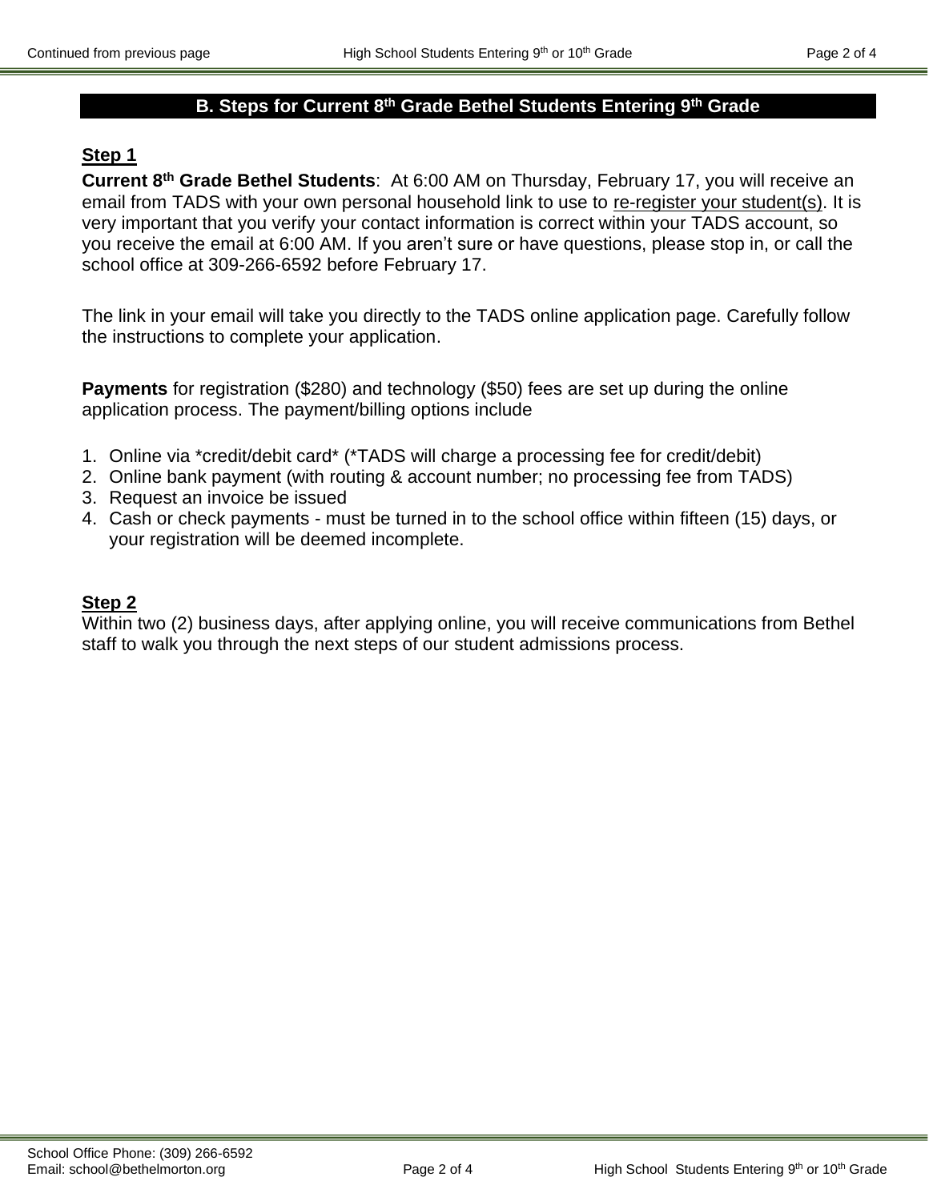## B. Steps for Current 8th Grade Bethel Students Entering 9th Grade

### Step 1

**Current 8th Grade Bethel Students**: At 6:00 AM on Thursday, February 17, you will receive an email from TADS with your own personal household link to use to re-register your student(s). It is very important that you verify your contact information is correct within your TADS account, so you receive the email at 6:00 AM. If you aren't sure or have questions, please stop in, or call the school office at 309-266-6592 before February 17.

The link in your email will take you directly to the TADS online application page. Carefully follow the instructions to complete your application.

**Payments** for registration ($280) and technology ($50) fees are set up during the online application process. The payment/billing options include

1. Online via *credit/debit card* (*TADS will charge a processing fee for credit/debit)
2. Online bank payment (with routing & account number; no processing fee from TADS)
3. Request an invoice be issued
4. Cash or check payments - must be turned in to the school office within fifteen (15) days, or your registration will be deemed incomplete.

### Step 2

Within two (2) business days, after applying online, you will receive communications from Bethel staff to walk you through the next steps of our student admissions process.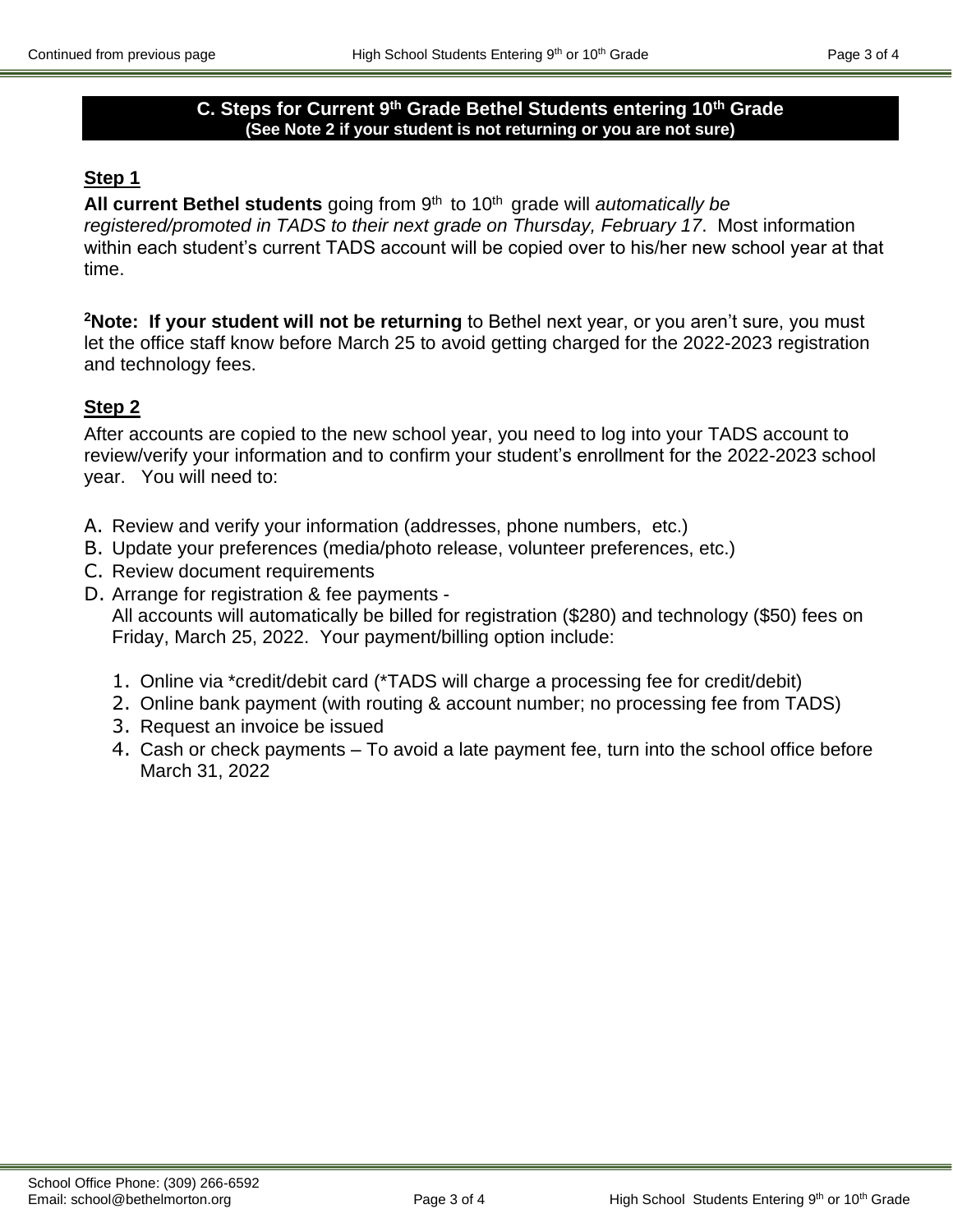## C. Steps for Current 9th Grade Bethel Students entering 10th Grade

**(See Note 2 if your student is not returning or you are not sure)**

### Step 1

**All current Bethel students** going from 9th to 10th grade will *automatically be registered/promoted in TADS to their next grade on Thursday, February 17*. Most information within each student's current TADS account will be copied over to his/her new school year at that time.

[2]**Note: If your student will not be returning** to Bethel next year, or you aren't sure, you must let the office staff know before March 25 to avoid getting charged for the 2022-2023 registration and technology fees.

### Step 2

After accounts are copied to the new school year, you need to log into your TADS account to review/verify your information and to confirm your student's enrollment for the 2022-2023 school year. You will need to:

A. Review and verify your information (addresses, phone numbers, etc.)
B. Update your preferences (media/photo release, volunteer preferences, etc.)
C. Review document requirements
D. Arrange for registration & fee payments -
   All accounts will automatically be billed for registration ($280) and technology ($50) fees on Friday, March 25, 2022. Your payment/billing option include:

   1. Online via *credit/debit card (*TADS will charge a processing fee for credit/debit)
   2. Online bank payment (with routing & account number; no processing fee from TADS)
   3. Request an invoice be issued
   4. Cash or check payments – To avoid a late payment fee, turn into the school office before March 31, 2022

School Office Phone: (309) 266-6592
Email: school@bethelmorton.org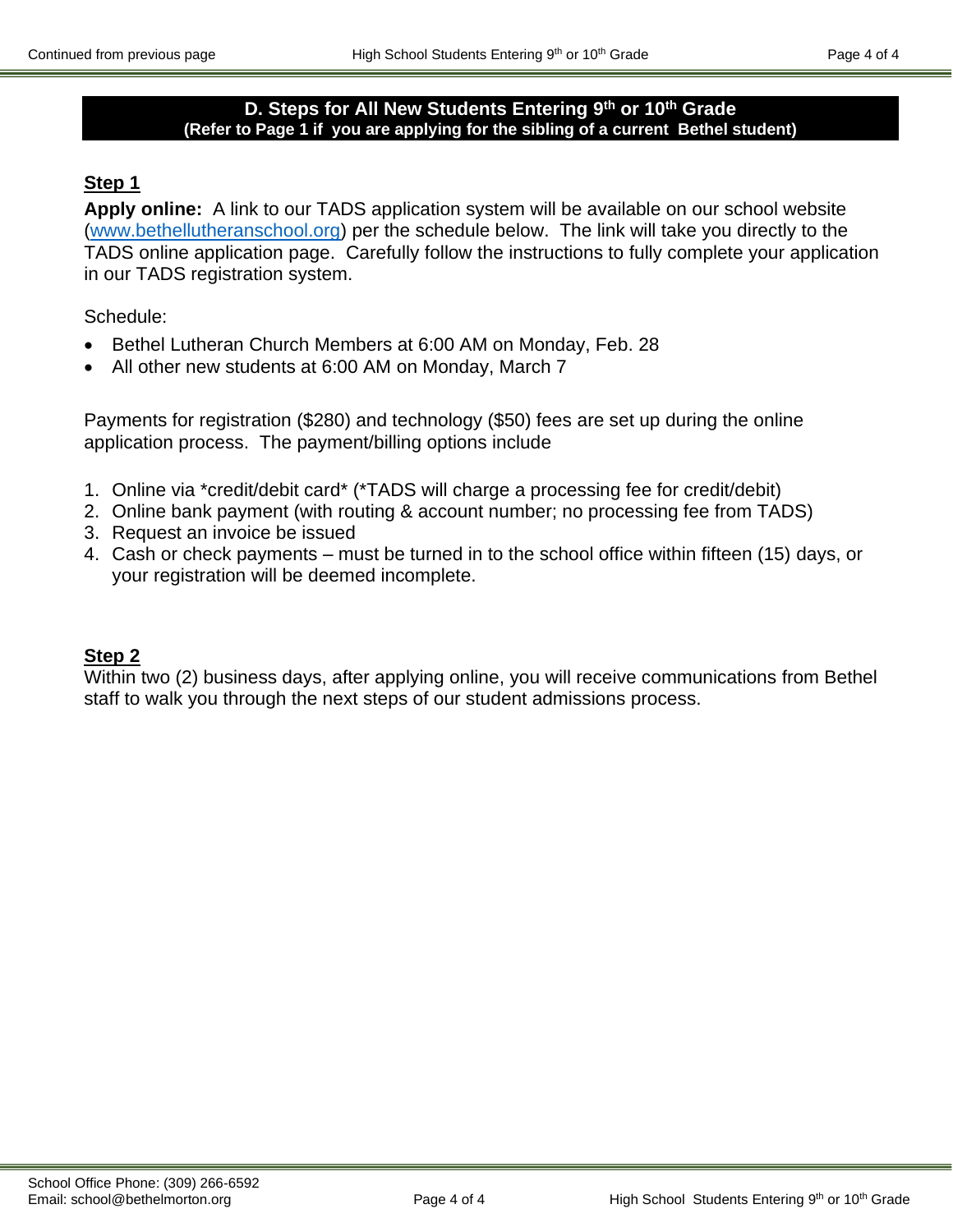## D. Steps for All New Students Entering 9th or 10th Grade

**(Refer to Page 1 if you are applying for the sibling of a current Bethel student)**

### Step 1

**Apply online:** A link to our TADS application system will be available on our school website (www.bethellutheranschool.org) per the schedule below. The link will take you directly to the TADS online application page. Carefully follow the instructions to fully complete your application in our TADS registration system.

Schedule:

- Bethel Lutheran Church Members at 6:00 AM on Monday, Feb. 28
- All other new students at 6:00 AM on Monday, March 7

Payments for registration ($280) and technology ($50) fees are set up during the online application process. The payment/billing options include

1. Online via *credit/debit card* (*TADS will charge a processing fee for credit/debit)
2. Online bank payment (with routing & account number; no processing fee from TADS)
3. Request an invoice be issued
4. Cash or check payments – must be turned in to the school office within fifteen (15) days, or your registration will be deemed incomplete.

### Step 2

Within two (2) business days, after applying online, you will receive communications from Bethel staff to walk you through the next steps of our student admissions process.

School Office Phone: (309) 266-6592
Email: school@bethelmorton.org